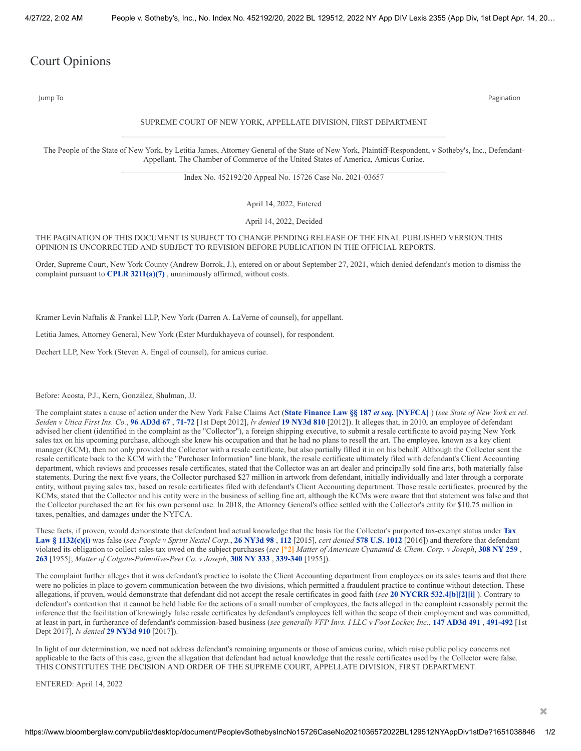# Court Opinions

SUPREME COURT OF NEW YORK, APPELLATE DIVISION, FIRST DEPARTMENT

The People of the State of New York, by Letitia James, Attorney General of the State of New York, Plaintiff-Respondent, v Sotheby's, Inc., Defendant-Appellant. The Chamber of Commerce of the United States of America, Amicus Curiae.

Index No. 452192/20 Appeal No. 15726 Case No. 2021-03657

April 14, 2022, Entered

April 14, 2022, Decided

THE PAGINATION OF THIS DOCUMENT IS SUBJECT TO CHANGE PENDING RELEASE OF THE FINAL PUBLISHED VERSION.THIS OPINION IS UNCORRECTED AND SUBJECT TO REVISION BEFORE PUBLICATION IN THE OFFICIAL REPORTS.

Order, Supreme Court, New York County (Andrew Borrok, J.), entered on or about September 27, 2021, which denied defendant's motion to dismiss the complaint pursuant to **CPLR 3211(a)(7)** , unanimously affirmed, without costs.

Kramer Levin Naftalis & Frankel LLP, New York (Darren A. LaVerne of counsel), for appellant.

Letitia James, Attorney General, New York (Ester Murdukhayeva of counsel), for respondent.

Dechert LLP, New York (Steven A. Engel of counsel), for amicus curiae.

Before: Acosta, P.J., Kern, González, Shulman, JJ.

The complaint states a cause of action under the New York False Claims Act (**State Finance Law §§ 187 *et seq.* [NYFCA]** ) (*see State of New York ex rel. Seiden v Utica First Ins. Co.*, **96 AD3d 67** , **71-72** [1st Dept 2012], *lv denied* **19 NY3d 810** [2012]). It alleges that, in 2010, an employee of defendant advised her client (identified in the complaint as the "Collector"), a foreign shipping executive, to submit a resale certificate to avoid paying New York sales tax on his upcoming purchase, although she knew his occupation and that he had no plans to resell the art. The employee, known as a key client manager (KCM), then not only provided the Collector with a resale certificate, but also partially filled it in on his behalf. Although the Collector sent the resale certificate back to the KCM with the "Purchaser Information" line blank, the resale certificate ultimately filed with defendant's Client Accounting department, which reviews and processes resale certificates, stated that the Collector was an art dealer and principally sold fine arts, both materially false statements. During the next five years, the Collector purchased $27 million in artwork from defendant, initially individually and later through a corporate entity, without paying sales tax, based on resale certificates filed with defendant's Client Accounting department. Those resale certificates, procured by the KCMs, stated that the Collector and his entity were in the business of selling fine art, although the KCMs were aware that that statement was false and that the Collector purchased the art for his own personal use. In 2018, the Attorney General's office settled with the Collector's entity for $10.75 million in taxes, penalties, and damages under the NYFCA.

These facts, if proven, would demonstrate that defendant had actual knowledge that the basis for the Collector's purported tax-exempt status under **Tax Law § 1132(c)(i)** was false (*see People v Sprint Nextel Corp.*, **26 NY3d 98** , **112** [2015], *cert denied* **578 U.S. 1012** [2016]) and therefore that defendant violated its obligation to collect sales tax owed on the subject purchases (*see* [*2] *Matter of American Cyanamid & Chem. Corp. v Joseph*, **308 NY 259** , **263** [1955]; *Matter of Colgate-Palmolive-Peet Co. v Joseph*, **308 NY 333** , **339-340** [1955]).

The complaint further alleges that it was defendant's practice to isolate the Client Accounting department from employees on its sales teams and that there were no policies in place to govern communication between the two divisions, which permitted a fraudulent practice to continue without detection. These allegations, if proven, would demonstrate that defendant did not accept the resale certificates in good faith (*see* **20 NYCRR 532.4[b][2][i]** ). Contrary to defendant's contention that it cannot be held liable for the actions of a small number of employees, the facts alleged in the complaint reasonably permit the inference that the facilitation of knowingly false resale certificates by defendant's employees fell within the scope of their employment and was committed, at least in part, in furtherance of defendant's commission-based business (*see generally VFP Invs. I LLC v Foot Locker, Inc.*, **147 AD3d 491** , **491-492** [1st Dept 2017], *lv denied* **29 NY3d 910** [2017]).

In light of our determination, we need not address defendant's remaining arguments or those of amicus curiae, which raise public policy concerns not applicable to the facts of this case, given the allegation that defendant had actual knowledge that the resale certificates used by the Collector were false.
THIS CONSTITUTES THE DECISION AND ORDER OF THE SUPREME COURT, APPELLATE DIVISION, FIRST DEPARTMENT.

ENTERED: April 14, 2022